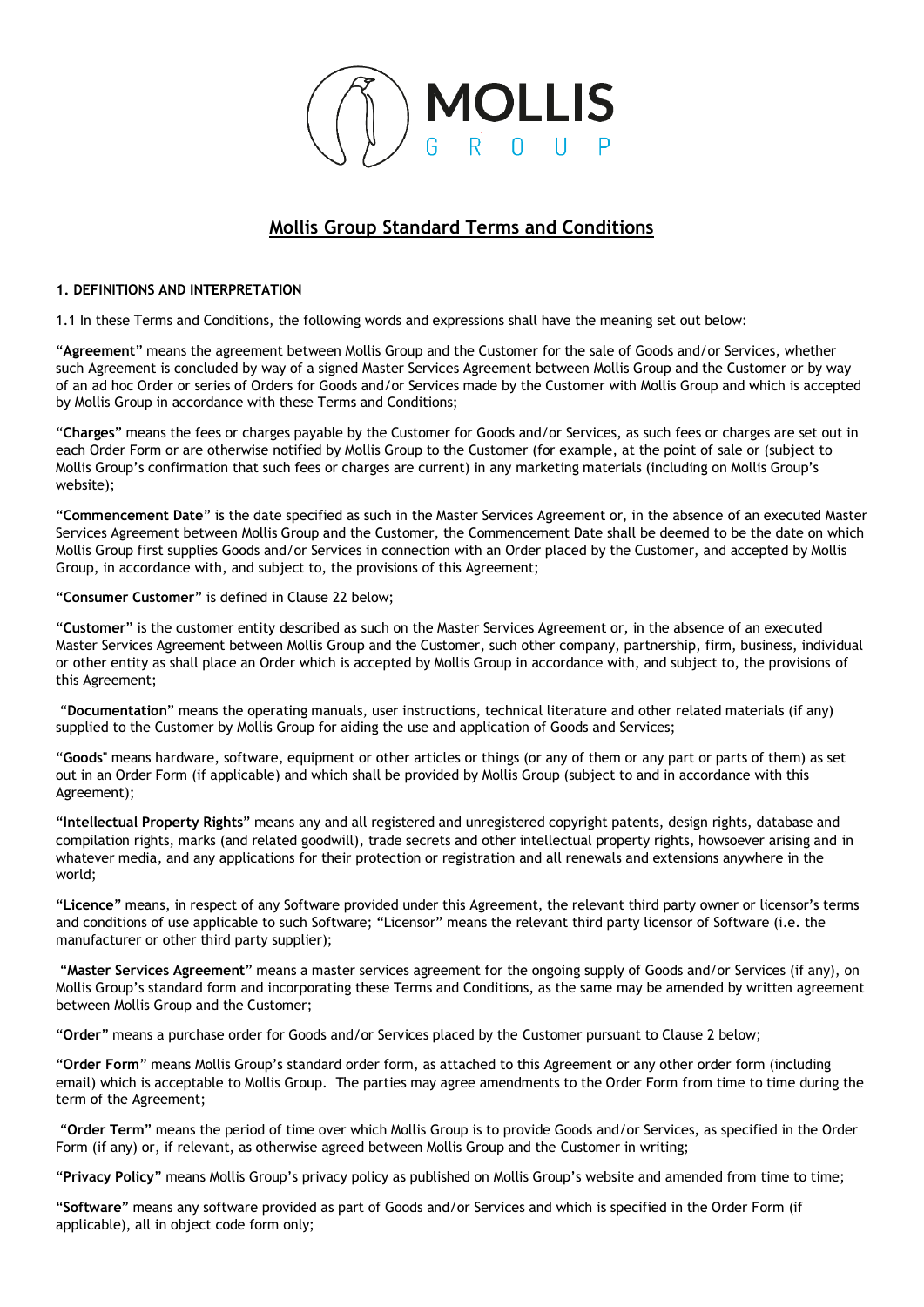# Mollis Group Standard Terms and Conditions

**1. DEFINITIONS AND INTERPRETATION**

1.1 In these Terms and Conditions, the following words and expressions shall have the meaning set out below:

"**Agreement**" means the agreement between Mollis Group and the Customer for the sale of Goods and/or Services, whether such Agreement is concluded by way of a signed Master Services Agreement between Mollis Group and the Customer or by way of an ad hoc Order or series of Orders for Goods and/or Services made by the Customer with Mollis Group and which is accepted by Mollis Group in accordance with these Terms and Conditions;

"**Charges**" means the fees or charges payable by the Customer for Goods and/or Services, as such fees or charges are set out in each Order Form or are otherwise notified by Mollis Group to the Customer (for example, at the point of sale or (subject to Mollis Group's confirmation that such fees or charges are current) in any marketing materials (including on Mollis Group's website);

"**Commencement Date**" is the date specified as such in the Master Services Agreement or, in the absence of an executed Master Services Agreement between Mollis Group and the Customer, the Commencement Date shall be deemed to be the date on which Mollis Group first supplies Goods and/or Services in connection with an Order placed by the Customer, and accepted by Mollis Group, in accordance with, and subject to, the provisions of this Agreement;

"**Consumer Customer**" is defined in Clause 22 below;

"**Customer**" is the customer entity described as such on the Master Services Agreement or, in the absence of an executed Master Services Agreement between Mollis Group and the Customer, such other company, partnership, firm, business, individual or other entity as shall place an Order which is accepted by Mollis Group in accordance with, and subject to, the provisions of this Agreement;

"**Documentation**" means the operating manuals, user instructions, technical literature and other related materials (if any) supplied to the Customer by Mollis Group for aiding the use and application of Goods and Services;

"**Goods**" means hardware, software, equipment or other articles or things (or any of them or any part or parts of them) as set out in an Order Form (if applicable) and which shall be provided by Mollis Group (subject to and in accordance with this Agreement);

"**Intellectual Property Rights**" means any and all registered and unregistered copyright patents, design rights, database and compilation rights, marks (and related goodwill), trade secrets and other intellectual property rights, howsoever arising and in whatever media, and any applications for their protection or registration and all renewals and extensions anywhere in the world;

"**Licence**" means, in respect of any Software provided under this Agreement, the relevant third party owner or licensor's terms and conditions of use applicable to such Software; "Licensor" means the relevant third party licensor of Software (i.e. the manufacturer or other third party supplier);

"**Master Services Agreement**" means a master services agreement for the ongoing supply of Goods and/or Services (if any), on Mollis Group's standard form and incorporating these Terms and Conditions, as the same may be amended by written agreement between Mollis Group and the Customer;

"**Order**" means a purchase order for Goods and/or Services placed by the Customer pursuant to Clause 2 below;

"**Order Form**" means Mollis Group's standard order form, as attached to this Agreement or any other order form (including email) which is acceptable to Mollis Group. The parties may agree amendments to the Order Form from time to time during the term of the Agreement;

"**Order Term**" means the period of time over which Mollis Group is to provide Goods and/or Services, as specified in the Order Form (if any) or, if relevant, as otherwise agreed between Mollis Group and the Customer in writing;

"**Privacy Policy**" means Mollis Group's privacy policy as published on Mollis Group's website and amended from time to time;

"**Software**" means any software provided as part of Goods and/or Services and which is specified in the Order Form (if applicable), all in object code form only;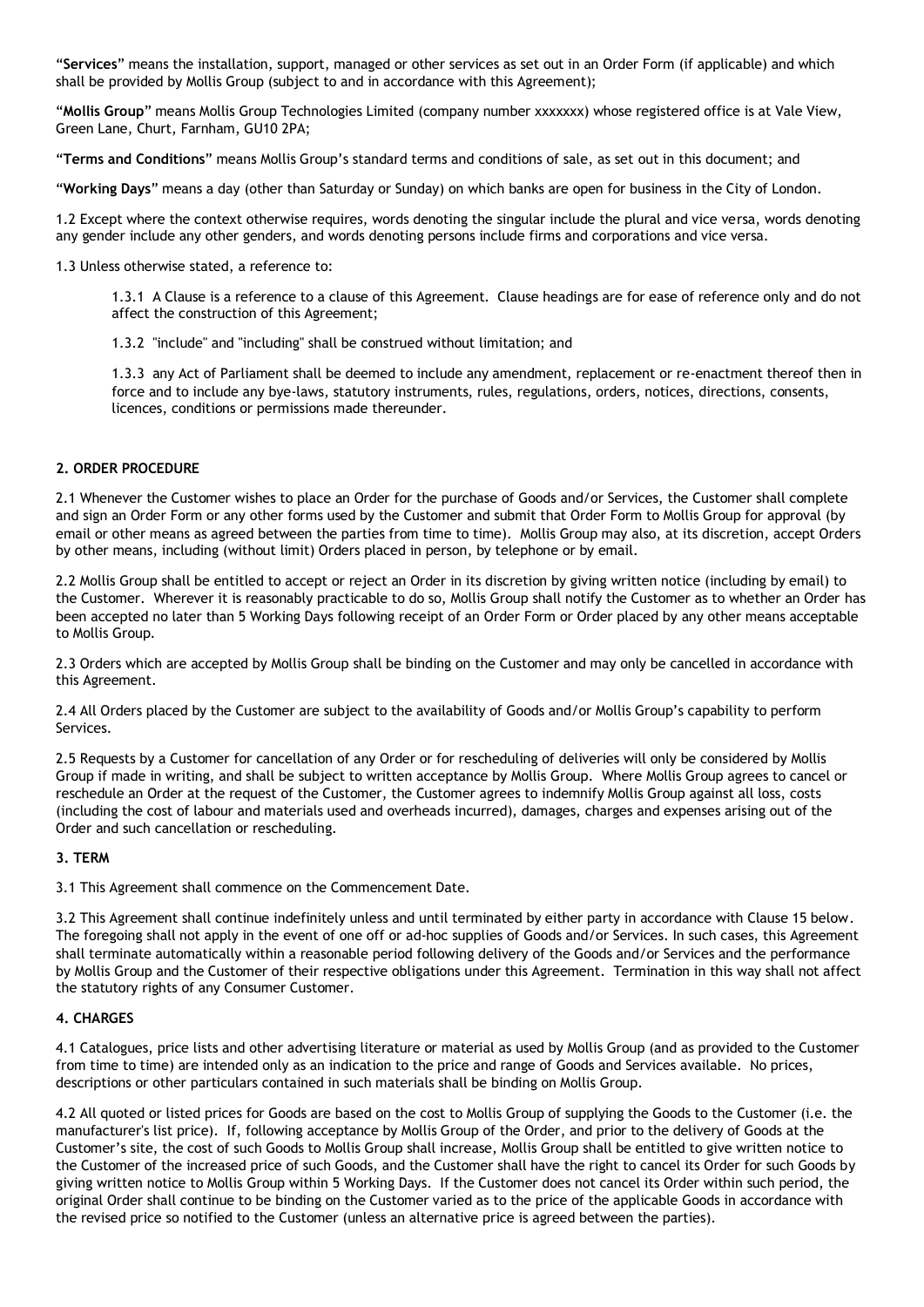"**Services**" means the installation, support, managed or other services as set out in an Order Form (if applicable) and which shall be provided by Mollis Group (subject to and in accordance with this Agreement);

"**Mollis Group**" means Mollis Group Technologies Limited (company number xxxxxxx) whose registered office is at Vale View, Green Lane, Churt, Farnham, GU10 2PA;

"**Terms and Conditions**" means Mollis Group's standard terms and conditions of sale, as set out in this document; and

"**Working Days**" means a day (other than Saturday or Sunday) on which banks are open for business in the City of London.

1.2 Except where the context otherwise requires, words denoting the singular include the plural and vice versa, words denoting any gender include any other genders, and words denoting persons include firms and corporations and vice versa.

1.3 Unless otherwise stated, a reference to:

> 1.3.1 A Clause is a reference to a clause of this Agreement. Clause headings are for ease of reference only and do not affect the construction of this Agreement;
>
> 1.3.2 "include" and "including" shall be construed without limitation; and
>
> 1.3.3 any Act of Parliament shall be deemed to include any amendment, replacement or re-enactment thereof then in force and to include any bye-laws, statutory instruments, rules, regulations, orders, notices, directions, consents, licences, conditions or permissions made thereunder.

**2. ORDER PROCEDURE**

2.1 Whenever the Customer wishes to place an Order for the purchase of Goods and/or Services, the Customer shall complete and sign an Order Form or any other forms used by the Customer and submit that Order Form to Mollis Group for approval (by email or other means as agreed between the parties from time to time). Mollis Group may also, at its discretion, accept Orders by other means, including (without limit) Orders placed in person, by telephone or by email.

2.2 Mollis Group shall be entitled to accept or reject an Order in its discretion by giving written notice (including by email) to the Customer. Wherever it is reasonably practicable to do so, Mollis Group shall notify the Customer as to whether an Order has been accepted no later than 5 Working Days following receipt of an Order Form or Order placed by any other means acceptable to Mollis Group.

2.3 Orders which are accepted by Mollis Group shall be binding on the Customer and may only be cancelled in accordance with this Agreement.

2.4 All Orders placed by the Customer are subject to the availability of Goods and/or Mollis Group's capability to perform Services.

2.5 Requests by a Customer for cancellation of any Order or for rescheduling of deliveries will only be considered by Mollis Group if made in writing, and shall be subject to written acceptance by Mollis Group. Where Mollis Group agrees to cancel or reschedule an Order at the request of the Customer, the Customer agrees to indemnify Mollis Group against all loss, costs (including the cost of labour and materials used and overheads incurred), damages, charges and expenses arising out of the Order and such cancellation or rescheduling.

**3. TERM**

3.1 This Agreement shall commence on the Commencement Date.

3.2 This Agreement shall continue indefinitely unless and until terminated by either party in accordance with Clause 15 below. The foregoing shall not apply in the event of one off or ad-hoc supplies of Goods and/or Services. In such cases, this Agreement shall terminate automatically within a reasonable period following delivery of the Goods and/or Services and the performance by Mollis Group and the Customer of their respective obligations under this Agreement. Termination in this way shall not affect the statutory rights of any Consumer Customer.

**4. CHARGES**

4.1 Catalogues, price lists and other advertising literature or material as used by Mollis Group (and as provided to the Customer from time to time) are intended only as an indication to the price and range of Goods and Services available. No prices, descriptions or other particulars contained in such materials shall be binding on Mollis Group.

4.2 All quoted or listed prices for Goods are based on the cost to Mollis Group of supplying the Goods to the Customer (i.e. the manufacturer's list price). If, following acceptance by Mollis Group of the Order, and prior to the delivery of Goods at the Customer's site, the cost of such Goods to Mollis Group shall increase, Mollis Group shall be entitled to give written notice to the Customer of the increased price of such Goods, and the Customer shall have the right to cancel its Order for such Goods by giving written notice to Mollis Group within 5 Working Days. If the Customer does not cancel its Order within such period, the original Order shall continue to be binding on the Customer varied as to the price of the applicable Goods in accordance with the revised price so notified to the Customer (unless an alternative price is agreed between the parties).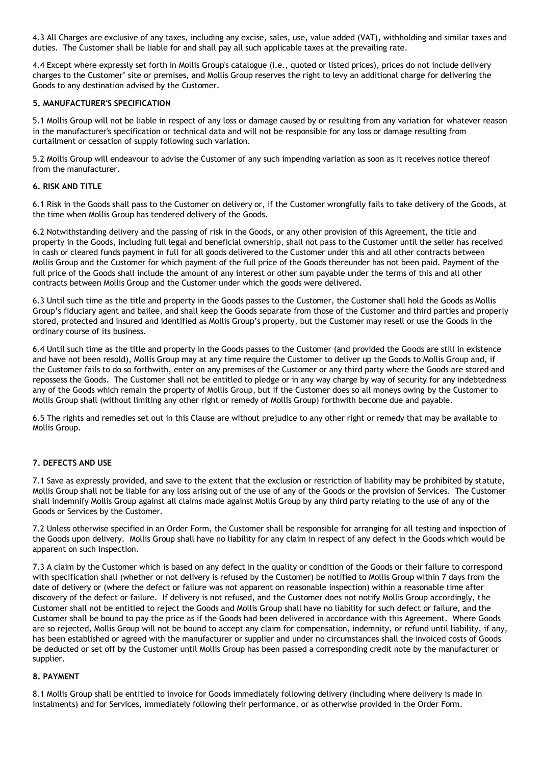4.3 All Charges are exclusive of any taxes, including any excise, sales, use, value added (VAT), withholding and similar taxes and duties. The Customer shall be liable for and shall pay all such applicable taxes at the prevailing rate.

4.4 Except where expressly set forth in Mollis Group's catalogue (i.e., quoted or listed prices), prices do not include delivery charges to the Customer' site or premises, and Mollis Group reserves the right to levy an additional charge for delivering the Goods to any destination advised by the Customer.

**5. MANUFACTURER'S SPECIFICATION**

5.1 Mollis Group will not be liable in respect of any loss or damage caused by or resulting from any variation for whatever reason in the manufacturer's specification or technical data and will not be responsible for any loss or damage resulting from curtailment or cessation of supply following such variation.

5.2 Mollis Group will endeavour to advise the Customer of any such impending variation as soon as it receives notice thereof from the manufacturer.

**6. RISK AND TITLE**

6.1 Risk in the Goods shall pass to the Customer on delivery or, if the Customer wrongfully fails to take delivery of the Goods, at the time when Mollis Group has tendered delivery of the Goods.

6.2 Notwithstanding delivery and the passing of risk in the Goods, or any other provision of this Agreement, the title and property in the Goods, including full legal and beneficial ownership, shall not pass to the Customer until the seller has received in cash or cleared funds payment in full for all goods delivered to the Customer under this and all other contracts between Mollis Group and the Customer for which payment of the full price of the Goods thereunder has not been paid. Payment of the full price of the Goods shall include the amount of any interest or other sum payable under the terms of this and all other contracts between Mollis Group and the Customer under which the goods were delivered.

6.3 Until such time as the title and property in the Goods passes to the Customer, the Customer shall hold the Goods as Mollis Group's fiduciary agent and bailee, and shall keep the Goods separate from those of the Customer and third parties and properly stored, protected and insured and identified as Mollis Group's property, but the Customer may resell or use the Goods in the ordinary course of its business.

6.4 Until such time as the title and property in the Goods passes to the Customer (and provided the Goods are still in existence and have not been resold), Mollis Group may at any time require the Customer to deliver up the Goods to Mollis Group and, if the Customer fails to do so forthwith, enter on any premises of the Customer or any third party where the Goods are stored and repossess the Goods. The Customer shall not be entitled to pledge or in any way charge by way of security for any indebtedness any of the Goods which remain the property of Mollis Group, but if the Customer does so all moneys owing by the Customer to Mollis Group shall (without limiting any other right or remedy of Mollis Group) forthwith become due and payable.

6.5 The rights and remedies set out in this Clause are without prejudice to any other right or remedy that may be available to Mollis Group.

**7. DEFECTS AND USE**

7.1 Save as expressly provided, and save to the extent that the exclusion or restriction of liability may be prohibited by statute, Mollis Group shall not be liable for any loss arising out of the use of any of the Goods or the provision of Services. The Customer shall indemnify Mollis Group against all claims made against Mollis Group by any third party relating to the use of any of the Goods or Services by the Customer.

7.2 Unless otherwise specified in an Order Form, the Customer shall be responsible for arranging for all testing and inspection of the Goods upon delivery. Mollis Group shall have no liability for any claim in respect of any defect in the Goods which would be apparent on such inspection.

7.3 A claim by the Customer which is based on any defect in the quality or condition of the Goods or their failure to correspond with specification shall (whether or not delivery is refused by the Customer) be notified to Mollis Group within 7 days from the date of delivery or (where the defect or failure was not apparent on reasonable inspection) within a reasonable time after discovery of the defect or failure. If delivery is not refused, and the Customer does not notify Mollis Group accordingly, the Customer shall not be entitled to reject the Goods and Mollis Group shall have no liability for such defect or failure, and the Customer shall be bound to pay the price as if the Goods had been delivered in accordance with this Agreement. Where Goods are so rejected, Mollis Group will not be bound to accept any claim for compensation, indemnity, or refund until liability, if any, has been established or agreed with the manufacturer or supplier and under no circumstances shall the invoiced costs of Goods be deducted or set off by the Customer until Mollis Group has been passed a corresponding credit note by the manufacturer or supplier.

**8. PAYMENT**

8.1 Mollis Group shall be entitled to invoice for Goods immediately following delivery (including where delivery is made in instalments) and for Services, immediately following their performance, or as otherwise provided in the Order Form.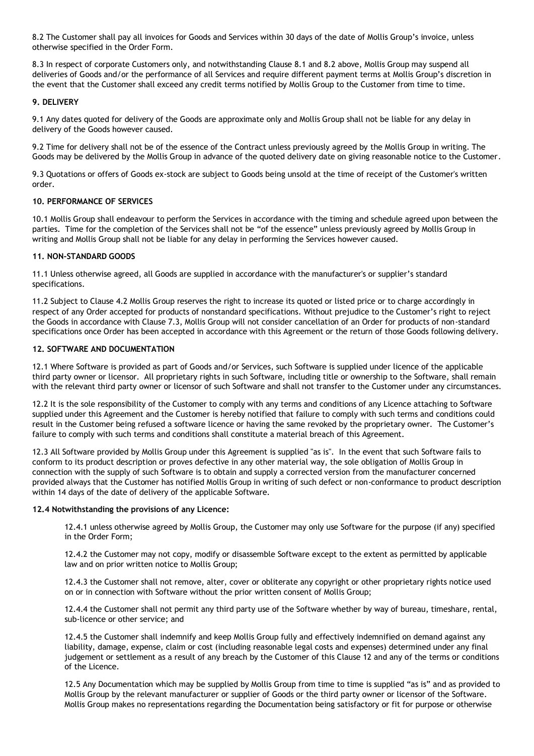8.2 The Customer shall pay all invoices for Goods and Services within 30 days of the date of Mollis Group's invoice, unless otherwise specified in the Order Form.

8.3 In respect of corporate Customers only, and notwithstanding Clause 8.1 and 8.2 above, Mollis Group may suspend all deliveries of Goods and/or the performance of all Services and require different payment terms at Mollis Group's discretion in the event that the Customer shall exceed any credit terms notified by Mollis Group to the Customer from time to time.

**9. DELIVERY**

9.1 Any dates quoted for delivery of the Goods are approximate only and Mollis Group shall not be liable for any delay in delivery of the Goods however caused.

9.2 Time for delivery shall not be of the essence of the Contract unless previously agreed by the Mollis Group in writing. The Goods may be delivered by the Mollis Group in advance of the quoted delivery date on giving reasonable notice to the Customer.

9.3 Quotations or offers of Goods ex-stock are subject to Goods being unsold at the time of receipt of the Customer's written order.

**10. PERFORMANCE OF SERVICES**

10.1 Mollis Group shall endeavour to perform the Services in accordance with the timing and schedule agreed upon between the parties. Time for the completion of the Services shall not be "of the essence" unless previously agreed by Mollis Group in writing and Mollis Group shall not be liable for any delay in performing the Services however caused.

**11. NON-STANDARD GOODS**

11.1 Unless otherwise agreed, all Goods are supplied in accordance with the manufacturer's or supplier's standard specifications.

11.2 Subject to Clause 4.2 Mollis Group reserves the right to increase its quoted or listed price or to charge accordingly in respect of any Order accepted for products of nonstandard specifications. Without prejudice to the Customer's right to reject the Goods in accordance with Clause 7.3, Mollis Group will not consider cancellation of an Order for products of non-standard specifications once Order has been accepted in accordance with this Agreement or the return of those Goods following delivery.

**12. SOFTWARE AND DOCUMENTATION**

12.1 Where Software is provided as part of Goods and/or Services, such Software is supplied under licence of the applicable third party owner or licensor. All proprietary rights in such Software, including title or ownership to the Software, shall remain with the relevant third party owner or licensor of such Software and shall not transfer to the Customer under any circumstances.

12.2 It is the sole responsibility of the Customer to comply with any terms and conditions of any Licence attaching to Software supplied under this Agreement and the Customer is hereby notified that failure to comply with such terms and conditions could result in the Customer being refused a software licence or having the same revoked by the proprietary owner. The Customer's failure to comply with such terms and conditions shall constitute a material breach of this Agreement.

12.3 All Software provided by Mollis Group under this Agreement is supplied "as is". In the event that such Software fails to conform to its product description or proves defective in any other material way, the sole obligation of Mollis Group in connection with the supply of such Software is to obtain and supply a corrected version from the manufacturer concerned provided always that the Customer has notified Mollis Group in writing of such defect or non-conformance to product description within 14 days of the date of delivery of the applicable Software.

**12.4 Notwithstanding the provisions of any Licence:**

12.4.1 unless otherwise agreed by Mollis Group, the Customer may only use Software for the purpose (if any) specified in the Order Form;

12.4.2 the Customer may not copy, modify or disassemble Software except to the extent as permitted by applicable law and on prior written notice to Mollis Group;

12.4.3 the Customer shall not remove, alter, cover or obliterate any copyright or other proprietary rights notice used on or in connection with Software without the prior written consent of Mollis Group;

12.4.4 the Customer shall not permit any third party use of the Software whether by way of bureau, timeshare, rental, sub-licence or other service; and

12.4.5 the Customer shall indemnify and keep Mollis Group fully and effectively indemnified on demand against any liability, damage, expense, claim or cost (including reasonable legal costs and expenses) determined under any final judgement or settlement as a result of any breach by the Customer of this Clause 12 and any of the terms or conditions of the Licence.

12.5 Any Documentation which may be supplied by Mollis Group from time to time is supplied "as is" and as provided to Mollis Group by the relevant manufacturer or supplier of Goods or the third party owner or licensor of the Software. Mollis Group makes no representations regarding the Documentation being satisfactory or fit for purpose or otherwise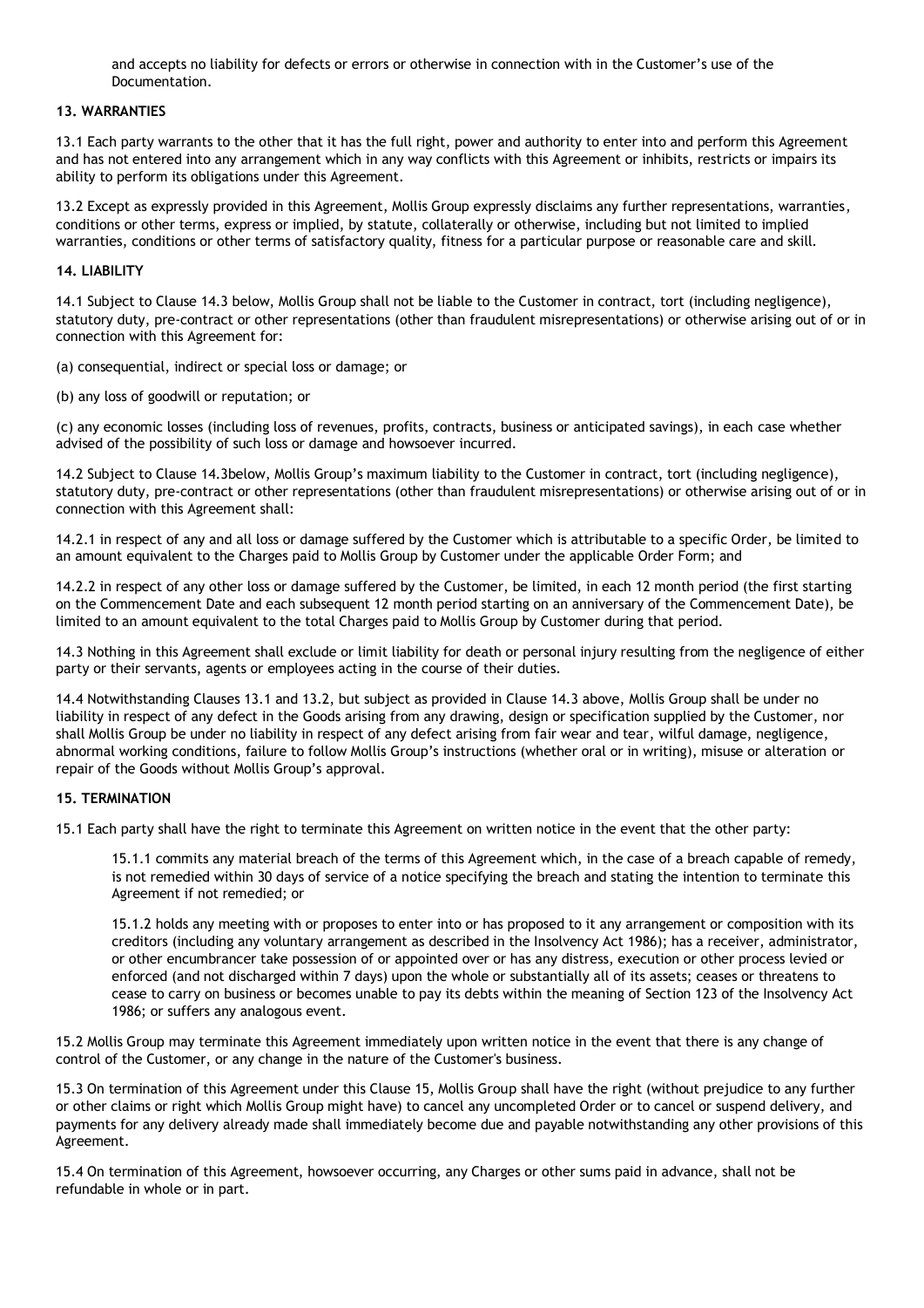and accepts no liability for defects or errors or otherwise in connection with in the Customer's use of the Documentation.

**13. WARRANTIES**

13.1 Each party warrants to the other that it has the full right, power and authority to enter into and perform this Agreement and has not entered into any arrangement which in any way conflicts with this Agreement or inhibits, restricts or impairs its ability to perform its obligations under this Agreement.

13.2 Except as expressly provided in this Agreement, Mollis Group expressly disclaims any further representations, warranties, conditions or other terms, express or implied, by statute, collaterally or otherwise, including but not limited to implied warranties, conditions or other terms of satisfactory quality, fitness for a particular purpose or reasonable care and skill.

**14. LIABILITY**

14.1 Subject to Clause 14.3 below, Mollis Group shall not be liable to the Customer in contract, tort (including negligence), statutory duty, pre-contract or other representations (other than fraudulent misrepresentations) or otherwise arising out of or in connection with this Agreement for:

(a) consequential, indirect or special loss or damage; or

(b) any loss of goodwill or reputation; or

(c) any economic losses (including loss of revenues, profits, contracts, business or anticipated savings), in each case whether advised of the possibility of such loss or damage and howsoever incurred.

14.2 Subject to Clause 14.3below, Mollis Group's maximum liability to the Customer in contract, tort (including negligence), statutory duty, pre-contract or other representations (other than fraudulent misrepresentations) or otherwise arising out of or in connection with this Agreement shall:

14.2.1 in respect of any and all loss or damage suffered by the Customer which is attributable to a specific Order, be limited to an amount equivalent to the Charges paid to Mollis Group by Customer under the applicable Order Form; and

14.2.2 in respect of any other loss or damage suffered by the Customer, be limited, in each 12 month period (the first starting on the Commencement Date and each subsequent 12 month period starting on an anniversary of the Commencement Date), be limited to an amount equivalent to the total Charges paid to Mollis Group by Customer during that period.

14.3 Nothing in this Agreement shall exclude or limit liability for death or personal injury resulting from the negligence of either party or their servants, agents or employees acting in the course of their duties.

14.4 Notwithstanding Clauses 13.1 and 13.2, but subject as provided in Clause 14.3 above, Mollis Group shall be under no liability in respect of any defect in the Goods arising from any drawing, design or specification supplied by the Customer, nor shall Mollis Group be under no liability in respect of any defect arising from fair wear and tear, wilful damage, negligence, abnormal working conditions, failure to follow Mollis Group's instructions (whether oral or in writing), misuse or alteration or repair of the Goods without Mollis Group's approval.

**15. TERMINATION**

15.1 Each party shall have the right to terminate this Agreement on written notice in the event that the other party:

> 15.1.1 commits any material breach of the terms of this Agreement which, in the case of a breach capable of remedy, is not remedied within 30 days of service of a notice specifying the breach and stating the intention to terminate this Agreement if not remedied; or
>
> 15.1.2 holds any meeting with or proposes to enter into or has proposed to it any arrangement or composition with its creditors (including any voluntary arrangement as described in the Insolvency Act 1986); has a receiver, administrator, or other encumbrancer take possession of or appointed over or has any distress, execution or other process levied or enforced (and not discharged within 7 days) upon the whole or substantially all of its assets; ceases or threatens to cease to carry on business or becomes unable to pay its debts within the meaning of Section 123 of the Insolvency Act 1986; or suffers any analogous event.

15.2 Mollis Group may terminate this Agreement immediately upon written notice in the event that there is any change of control of the Customer, or any change in the nature of the Customer's business.

15.3 On termination of this Agreement under this Clause 15, Mollis Group shall have the right (without prejudice to any further or other claims or right which Mollis Group might have) to cancel any uncompleted Order or to cancel or suspend delivery, and payments for any delivery already made shall immediately become due and payable notwithstanding any other provisions of this Agreement.

15.4 On termination of this Agreement, howsoever occurring, any Charges or other sums paid in advance, shall not be refundable in whole or in part.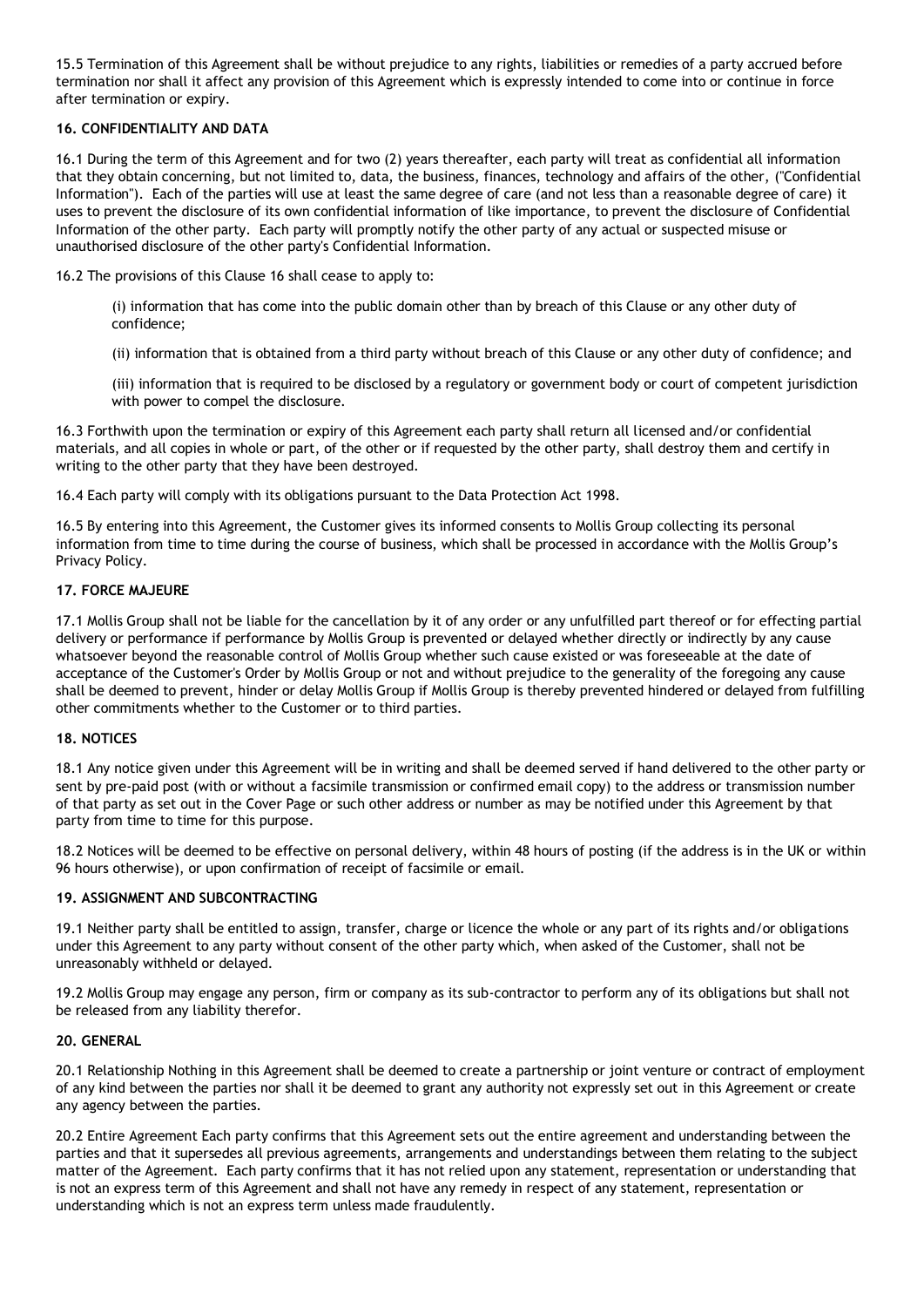15.5 Termination of this Agreement shall be without prejudice to any rights, liabilities or remedies of a party accrued before termination nor shall it affect any provision of this Agreement which is expressly intended to come into or continue in force after termination or expiry.

**16. CONFIDENTIALITY AND DATA**

16.1 During the term of this Agreement and for two (2) years thereafter, each party will treat as confidential all information that they obtain concerning, but not limited to, data, the business, finances, technology and affairs of the other, ("Confidential Information"). Each of the parties will use at least the same degree of care (and not less than a reasonable degree of care) it uses to prevent the disclosure of its own confidential information of like importance, to prevent the disclosure of Confidential Information of the other party. Each party will promptly notify the other party of any actual or suspected misuse or unauthorised disclosure of the other party's Confidential Information.

16.2 The provisions of this Clause 16 shall cease to apply to:

(i) information that has come into the public domain other than by breach of this Clause or any other duty of confidence;

(ii) information that is obtained from a third party without breach of this Clause or any other duty of confidence; and

(iii) information that is required to be disclosed by a regulatory or government body or court of competent jurisdiction with power to compel the disclosure.

16.3 Forthwith upon the termination or expiry of this Agreement each party shall return all licensed and/or confidential materials, and all copies in whole or part, of the other or if requested by the other party, shall destroy them and certify in writing to the other party that they have been destroyed.

16.4 Each party will comply with its obligations pursuant to the Data Protection Act 1998.

16.5 By entering into this Agreement, the Customer gives its informed consents to Mollis Group collecting its personal information from time to time during the course of business, which shall be processed in accordance with the Mollis Group's Privacy Policy.

**17. FORCE MAJEURE**

17.1 Mollis Group shall not be liable for the cancellation by it of any order or any unfulfilled part thereof or for effecting partial delivery or performance if performance by Mollis Group is prevented or delayed whether directly or indirectly by any cause whatsoever beyond the reasonable control of Mollis Group whether such cause existed or was foreseeable at the date of acceptance of the Customer's Order by Mollis Group or not and without prejudice to the generality of the foregoing any cause shall be deemed to prevent, hinder or delay Mollis Group if Mollis Group is thereby prevented hindered or delayed from fulfilling other commitments whether to the Customer or to third parties.

**18. NOTICES**

18.1 Any notice given under this Agreement will be in writing and shall be deemed served if hand delivered to the other party or sent by pre-paid post (with or without a facsimile transmission or confirmed email copy) to the address or transmission number of that party as set out in the Cover Page or such other address or number as may be notified under this Agreement by that party from time to time for this purpose.

18.2 Notices will be deemed to be effective on personal delivery, within 48 hours of posting (if the address is in the UK or within 96 hours otherwise), or upon confirmation of receipt of facsimile or email.

**19. ASSIGNMENT AND SUBCONTRACTING**

19.1 Neither party shall be entitled to assign, transfer, charge or licence the whole or any part of its rights and/or obligations under this Agreement to any party without consent of the other party which, when asked of the Customer, shall not be unreasonably withheld or delayed.

19.2 Mollis Group may engage any person, firm or company as its sub-contractor to perform any of its obligations but shall not be released from any liability therefor.

**20. GENERAL**

20.1 Relationship Nothing in this Agreement shall be deemed to create a partnership or joint venture or contract of employment of any kind between the parties nor shall it be deemed to grant any authority not expressly set out in this Agreement or create any agency between the parties.

20.2 Entire Agreement Each party confirms that this Agreement sets out the entire agreement and understanding between the parties and that it supersedes all previous agreements, arrangements and understandings between them relating to the subject matter of the Agreement. Each party confirms that it has not relied upon any statement, representation or understanding that is not an express term of this Agreement and shall not have any remedy in respect of any statement, representation or understanding which is not an express term unless made fraudulently.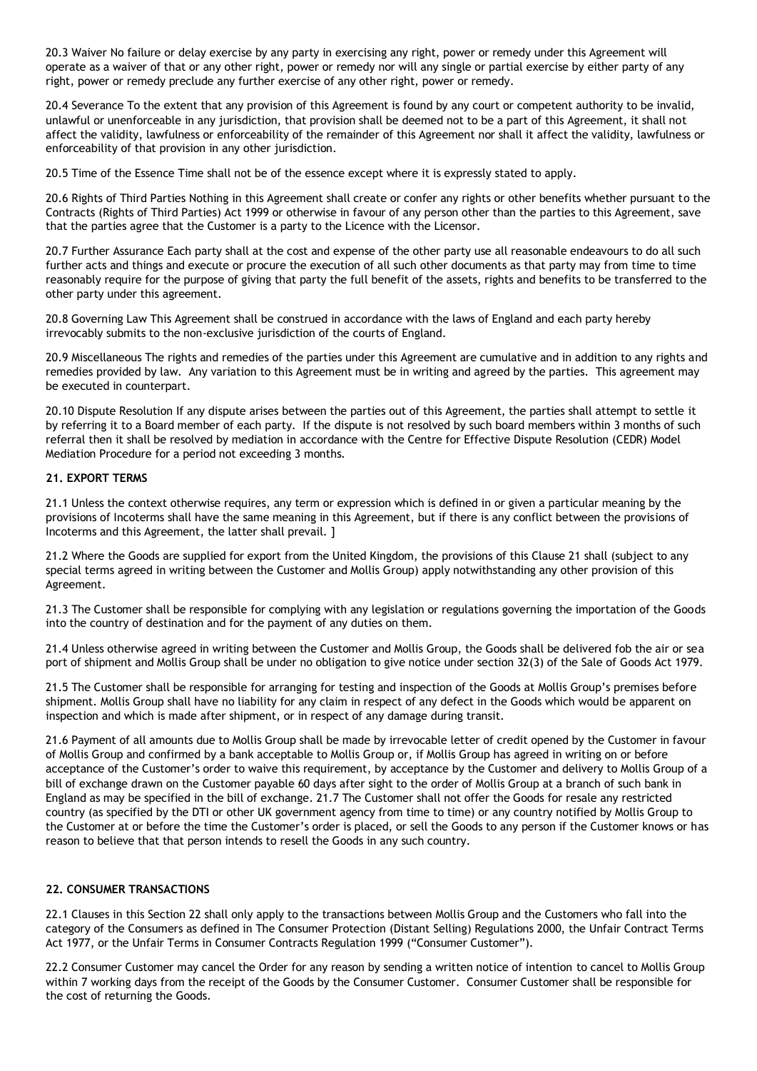20.3 Waiver No failure or delay exercise by any party in exercising any right, power or remedy under this Agreement will operate as a waiver of that or any other right, power or remedy nor will any single or partial exercise by either party of any right, power or remedy preclude any further exercise of any other right, power or remedy.

20.4 Severance To the extent that any provision of this Agreement is found by any court or competent authority to be invalid, unlawful or unenforceable in any jurisdiction, that provision shall be deemed not to be a part of this Agreement, it shall not affect the validity, lawfulness or enforceability of the remainder of this Agreement nor shall it affect the validity, lawfulness or enforceability of that provision in any other jurisdiction.

20.5 Time of the Essence Time shall not be of the essence except where it is expressly stated to apply.

20.6 Rights of Third Parties Nothing in this Agreement shall create or confer any rights or other benefits whether pursuant to the Contracts (Rights of Third Parties) Act 1999 or otherwise in favour of any person other than the parties to this Agreement, save that the parties agree that the Customer is a party to the Licence with the Licensor.

20.7 Further Assurance Each party shall at the cost and expense of the other party use all reasonable endeavours to do all such further acts and things and execute or procure the execution of all such other documents as that party may from time to time reasonably require for the purpose of giving that party the full benefit of the assets, rights and benefits to be transferred to the other party under this agreement.

20.8 Governing Law This Agreement shall be construed in accordance with the laws of England and each party hereby irrevocably submits to the non-exclusive jurisdiction of the courts of England.

20.9 Miscellaneous The rights and remedies of the parties under this Agreement are cumulative and in addition to any rights and remedies provided by law. Any variation to this Agreement must be in writing and agreed by the parties. This agreement may be executed in counterpart.

20.10 Dispute Resolution If any dispute arises between the parties out of this Agreement, the parties shall attempt to settle it by referring it to a Board member of each party. If the dispute is not resolved by such board members within 3 months of such referral then it shall be resolved by mediation in accordance with the Centre for Effective Dispute Resolution (CEDR) Model Mediation Procedure for a period not exceeding 3 months.

**21. EXPORT TERMS**

21.1 Unless the context otherwise requires, any term or expression which is defined in or given a particular meaning by the provisions of Incoterms shall have the same meaning in this Agreement, but if there is any conflict between the provisions of Incoterms and this Agreement, the latter shall prevail. ]

21.2 Where the Goods are supplied for export from the United Kingdom, the provisions of this Clause 21 shall (subject to any special terms agreed in writing between the Customer and Mollis Group) apply notwithstanding any other provision of this Agreement.

21.3 The Customer shall be responsible for complying with any legislation or regulations governing the importation of the Goods into the country of destination and for the payment of any duties on them.

21.4 Unless otherwise agreed in writing between the Customer and Mollis Group, the Goods shall be delivered fob the air or sea port of shipment and Mollis Group shall be under no obligation to give notice under section 32(3) of the Sale of Goods Act 1979.

21.5 The Customer shall be responsible for arranging for testing and inspection of the Goods at Mollis Group's premises before shipment. Mollis Group shall have no liability for any claim in respect of any defect in the Goods which would be apparent on inspection and which is made after shipment, or in respect of any damage during transit.

21.6 Payment of all amounts due to Mollis Group shall be made by irrevocable letter of credit opened by the Customer in favour of Mollis Group and confirmed by a bank acceptable to Mollis Group or, if Mollis Group has agreed in writing on or before acceptance of the Customer's order to waive this requirement, by acceptance by the Customer and delivery to Mollis Group of a bill of exchange drawn on the Customer payable 60 days after sight to the order of Mollis Group at a branch of such bank in England as may be specified in the bill of exchange. 21.7 The Customer shall not offer the Goods for resale any restricted country (as specified by the DTI or other UK government agency from time to time) or any country notified by Mollis Group to the Customer at or before the time the Customer's order is placed, or sell the Goods to any person if the Customer knows or has reason to believe that that person intends to resell the Goods in any such country.

**22. CONSUMER TRANSACTIONS**

22.1 Clauses in this Section 22 shall only apply to the transactions between Mollis Group and the Customers who fall into the category of the Consumers as defined in The Consumer Protection (Distant Selling) Regulations 2000, the Unfair Contract Terms Act 1977, or the Unfair Terms in Consumer Contracts Regulation 1999 ("Consumer Customer").

22.2 Consumer Customer may cancel the Order for any reason by sending a written notice of intention to cancel to Mollis Group within 7 working days from the receipt of the Goods by the Consumer Customer. Consumer Customer shall be responsible for the cost of returning the Goods.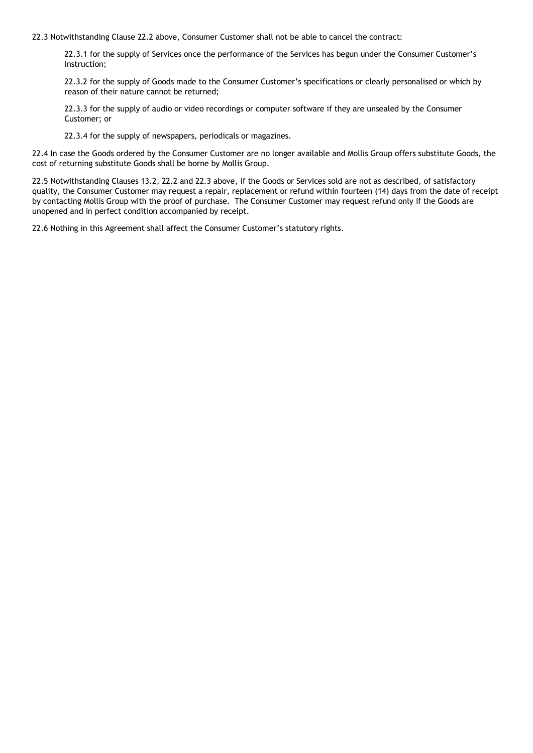22.3 Notwithstanding Clause 22.2 above, Consumer Customer shall not be able to cancel the contract:

22.3.1 for the supply of Services once the performance of the Services has begun under the Consumer Customer's instruction;

22.3.2 for the supply of Goods made to the Consumer Customer's specifications or clearly personalised or which by reason of their nature cannot be returned;

22.3.3 for the supply of audio or video recordings or computer software if they are unsealed by the Consumer Customer; or

22.3.4 for the supply of newspapers, periodicals or magazines.

22.4 In case the Goods ordered by the Consumer Customer are no longer available and Mollis Group offers substitute Goods, the cost of returning substitute Goods shall be borne by Mollis Group.

22.5 Notwithstanding Clauses 13.2, 22.2 and 22.3 above, if the Goods or Services sold are not as described, of satisfactory quality, the Consumer Customer may request a repair, replacement or refund within fourteen (14) days from the date of receipt by contacting Mollis Group with the proof of purchase. The Consumer Customer may request refund only if the Goods are unopened and in perfect condition accompanied by receipt.

22.6 Nothing in this Agreement shall affect the Consumer Customer's statutory rights.